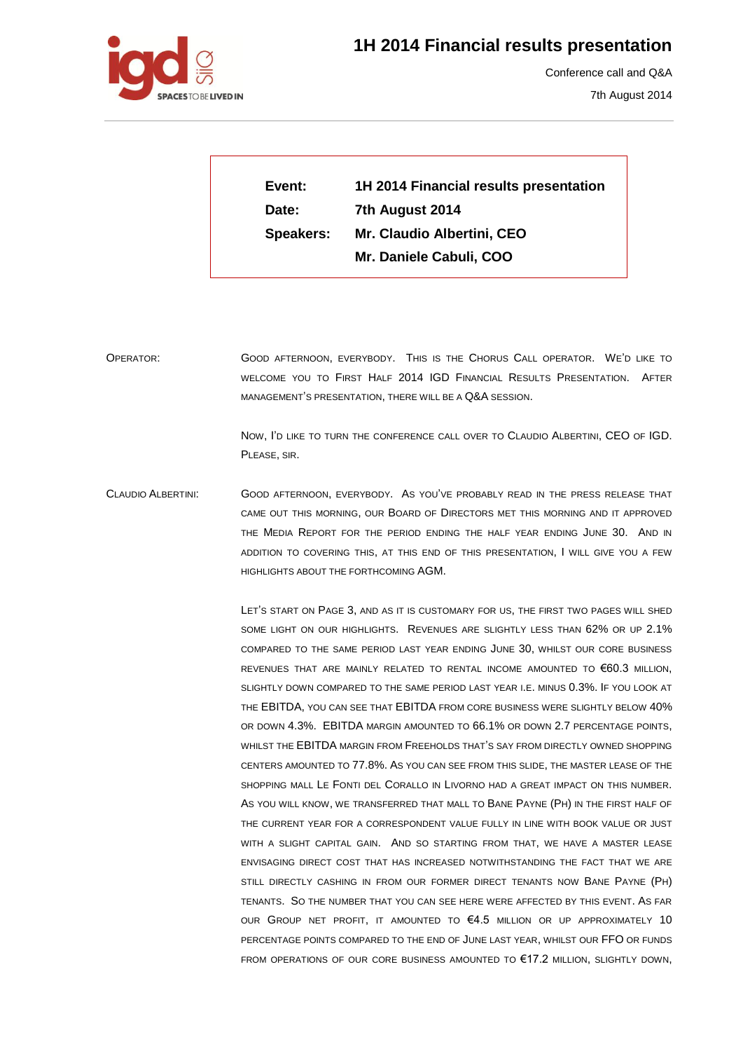# 1H 2014 Financial results presentation

Conference call and Q&A

7th August 2014

| | |
|---|---|
| **Event:** | **1H 2014 Financial results presentation** |
| **Date:** | **7th August 2014** |
| **Speakers:** | **Mr. Claudio Albertini, CEO** |
| | **Mr. Daniele Cabuli, COO** |

OPERATOR: GOOD AFTERNOON, EVERYBODY. THIS IS THE CHORUS CALL OPERATOR. WE'D LIKE TO WELCOME YOU TO FIRST HALF 2014 IGD FINANCIAL RESULTS PRESENTATION. AFTER MANAGEMENT'S PRESENTATION, THERE WILL BE A Q&A SESSION.

NOW, I'D LIKE TO TURN THE CONFERENCE CALL OVER TO CLAUDIO ALBERTINI, CEO OF IGD. PLEASE, SIR.

CLAUDIO ALBERTINI: GOOD AFTERNOON, EVERYBODY. AS YOU'VE PROBABLY READ IN THE PRESS RELEASE THAT CAME OUT THIS MORNING, OUR BOARD OF DIRECTORS MET THIS MORNING AND IT APPROVED THE MEDIA REPORT FOR THE PERIOD ENDING THE HALF YEAR ENDING JUNE 30. AND IN ADDITION TO COVERING THIS, AT THIS END OF THIS PRESENTATION, I WILL GIVE YOU A FEW HIGHLIGHTS ABOUT THE FORTHCOMING AGM.

LET'S START ON PAGE 3, AND AS IT IS CUSTOMARY FOR US, THE FIRST TWO PAGES WILL SHED SOME LIGHT ON OUR HIGHLIGHTS. REVENUES ARE SLIGHTLY LESS THAN 62% OR UP 2.1% COMPARED TO THE SAME PERIOD LAST YEAR ENDING JUNE 30, WHILST OUR CORE BUSINESS REVENUES THAT ARE MAINLY RELATED TO RENTAL INCOME AMOUNTED TO €60.3 MILLION, SLIGHTLY DOWN COMPARED TO THE SAME PERIOD LAST YEAR I.E. MINUS 0.3%. IF YOU LOOK AT THE EBITDA, YOU CAN SEE THAT EBITDA FROM CORE BUSINESS WERE SLIGHTLY BELOW 40% OR DOWN 4.3%. EBITDA MARGIN AMOUNTED TO 66.1% OR DOWN 2.7 PERCENTAGE POINTS, WHILST THE EBITDA MARGIN FROM FREEHOLDS THAT'S SAY FROM DIRECTLY OWNED SHOPPING CENTERS AMOUNTED TO 77.8%. AS YOU CAN SEE FROM THIS SLIDE, THE MASTER LEASE OF THE SHOPPING MALL LE FONTI DEL CORALLO IN LIVORNO HAD A GREAT IMPACT ON THIS NUMBER. AS YOU WILL KNOW, WE TRANSFERRED THAT MALL TO BANE PAYNE (PH) IN THE FIRST HALF OF THE CURRENT YEAR FOR A CORRESPONDENT VALUE FULLY IN LINE WITH BOOK VALUE OR JUST WITH A SLIGHT CAPITAL GAIN. AND SO STARTING FROM THAT, WE HAVE A MASTER LEASE ENVISAGING DIRECT COST THAT HAS INCREASED NOTWITHSTANDING THE FACT THAT WE ARE STILL DIRECTLY CASHING IN FROM OUR FORMER DIRECT TENANTS NOW BANE PAYNE (PH) TENANTS. SO THE NUMBER THAT YOU CAN SEE HERE WERE AFFECTED BY THIS EVENT. AS FAR OUR GROUP NET PROFIT, IT AMOUNTED TO €4.5 MILLION OR UP APPROXIMATELY 10 PERCENTAGE POINTS COMPARED TO THE END OF JUNE LAST YEAR, WHILST OUR FFO OR FUNDS FROM OPERATIONS OF OUR CORE BUSINESS AMOUNTED TO €17.2 MILLION, SLIGHTLY DOWN,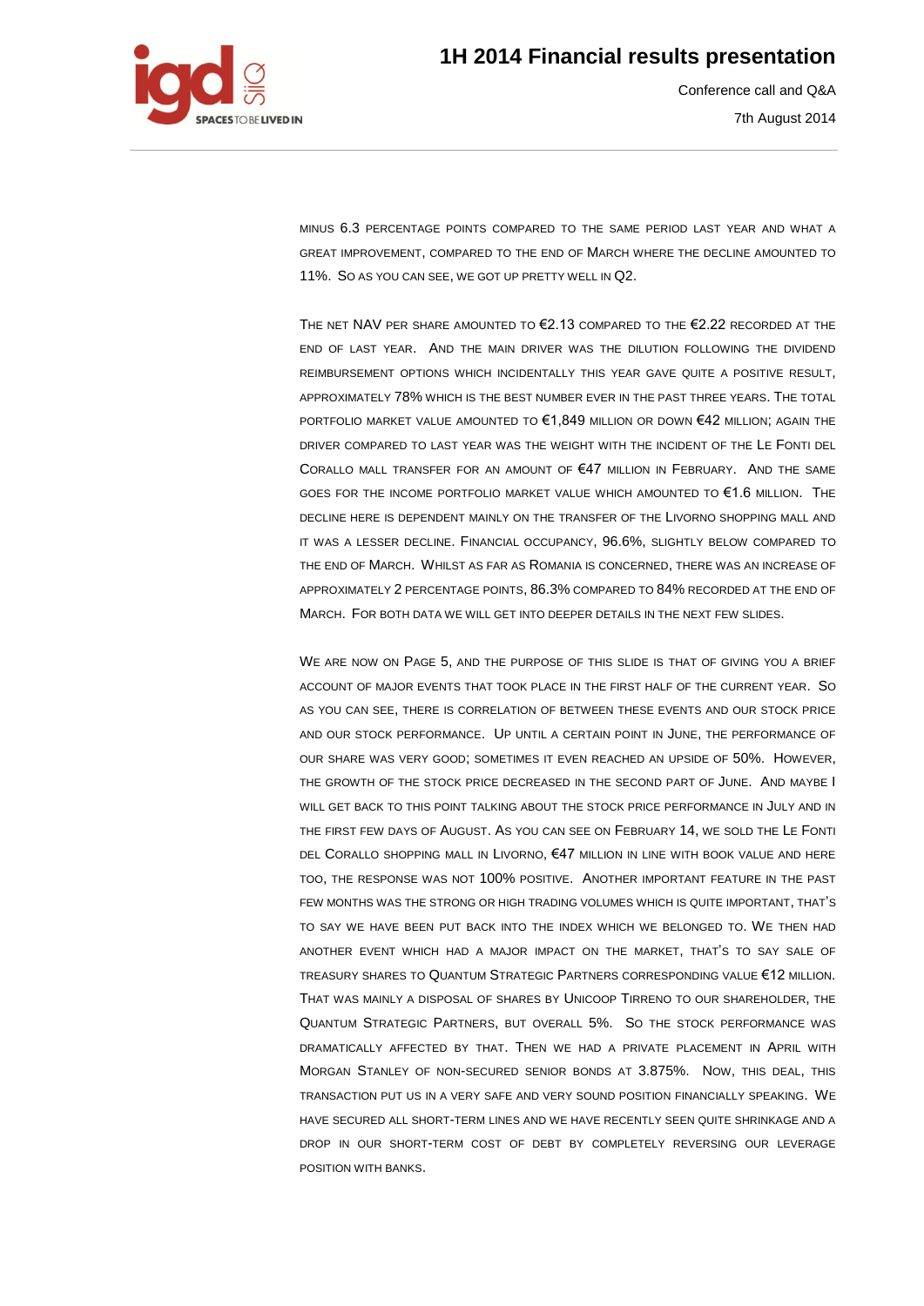MINUS 6.3 PERCENTAGE POINTS COMPARED TO THE SAME PERIOD LAST YEAR AND WHAT A GREAT IMPROVEMENT, COMPARED TO THE END OF MARCH WHERE THE DECLINE AMOUNTED TO 11%. SO AS YOU CAN SEE, WE GOT UP PRETTY WELL IN Q2.

THE NET NAV PER SHARE AMOUNTED TO €2.13 COMPARED TO THE €2.22 RECORDED AT THE END OF LAST YEAR. AND THE MAIN DRIVER WAS THE DILUTION FOLLOWING THE DIVIDEND REIMBURSEMENT OPTIONS WHICH INCIDENTALLY THIS YEAR GAVE QUITE A POSITIVE RESULT, APPROXIMATELY 78% WHICH IS THE BEST NUMBER EVER IN THE PAST THREE YEARS. THE TOTAL PORTFOLIO MARKET VALUE AMOUNTED TO €1,849 MILLION OR DOWN €42 MILLION; AGAIN THE DRIVER COMPARED TO LAST YEAR WAS THE WEIGHT WITH THE INCIDENT OF THE LE FONTI DEL CORALLO MALL TRANSFER FOR AN AMOUNT OF €47 MILLION IN FEBRUARY. AND THE SAME GOES FOR THE INCOME PORTFOLIO MARKET VALUE WHICH AMOUNTED TO €1.6 MILLION. THE DECLINE HERE IS DEPENDENT MAINLY ON THE TRANSFER OF THE LIVORNO SHOPPING MALL AND IT WAS A LESSER DECLINE. FINANCIAL OCCUPANCY, 96.6%, SLIGHTLY BELOW COMPARED TO THE END OF MARCH. WHILST AS FAR AS ROMANIA IS CONCERNED, THERE WAS AN INCREASE OF APPROXIMATELY 2 PERCENTAGE POINTS, 86.3% COMPARED TO 84% RECORDED AT THE END OF MARCH. FOR BOTH DATA WE WILL GET INTO DEEPER DETAILS IN THE NEXT FEW SLIDES.

WE ARE NOW ON PAGE 5, AND THE PURPOSE OF THIS SLIDE IS THAT OF GIVING YOU A BRIEF ACCOUNT OF MAJOR EVENTS THAT TOOK PLACE IN THE FIRST HALF OF THE CURRENT YEAR. SO AS YOU CAN SEE, THERE IS CORRELATION OF BETWEEN THESE EVENTS AND OUR STOCK PRICE AND OUR STOCK PERFORMANCE. UP UNTIL A CERTAIN POINT IN JUNE, THE PERFORMANCE OF OUR SHARE WAS VERY GOOD; SOMETIMES IT EVEN REACHED AN UPSIDE OF 50%. HOWEVER, THE GROWTH OF THE STOCK PRICE DECREASED IN THE SECOND PART OF JUNE. AND MAYBE I WILL GET BACK TO THIS POINT TALKING ABOUT THE STOCK PRICE PERFORMANCE IN JULY AND IN THE FIRST FEW DAYS OF AUGUST. AS YOU CAN SEE ON FEBRUARY 14, WE SOLD THE LE FONTI DEL CORALLO SHOPPING MALL IN LIVORNO, €47 MILLION IN LINE WITH BOOK VALUE AND HERE TOO, THE RESPONSE WAS NOT 100% POSITIVE. ANOTHER IMPORTANT FEATURE IN THE PAST FEW MONTHS WAS THE STRONG OR HIGH TRADING VOLUMES WHICH IS QUITE IMPORTANT, THAT'S TO SAY WE HAVE BEEN PUT BACK INTO THE INDEX WHICH WE BELONGED TO. WE THEN HAD ANOTHER EVENT WHICH HAD A MAJOR IMPACT ON THE MARKET, THAT'S TO SAY SALE OF TREASURY SHARES TO QUANTUM STRATEGIC PARTNERS CORRESPONDING VALUE €12 MILLION. THAT WAS MAINLY A DISPOSAL OF SHARES BY UNICOOP TIRRENO TO OUR SHAREHOLDER, THE QUANTUM STRATEGIC PARTNERS, BUT OVERALL 5%. SO THE STOCK PERFORMANCE WAS DRAMATICALLY AFFECTED BY THAT. THEN WE HAD A PRIVATE PLACEMENT IN APRIL WITH MORGAN STANLEY OF NON-SECURED SENIOR BONDS AT 3.875%. NOW, THIS DEAL, THIS TRANSACTION PUT US IN A VERY SAFE AND VERY SOUND POSITION FINANCIALLY SPEAKING. WE HAVE SECURED ALL SHORT-TERM LINES AND WE HAVE RECENTLY SEEN QUITE SHRINKAGE AND A DROP IN OUR SHORT-TERM COST OF DEBT BY COMPLETELY REVERSING OUR LEVERAGE POSITION WITH BANKS.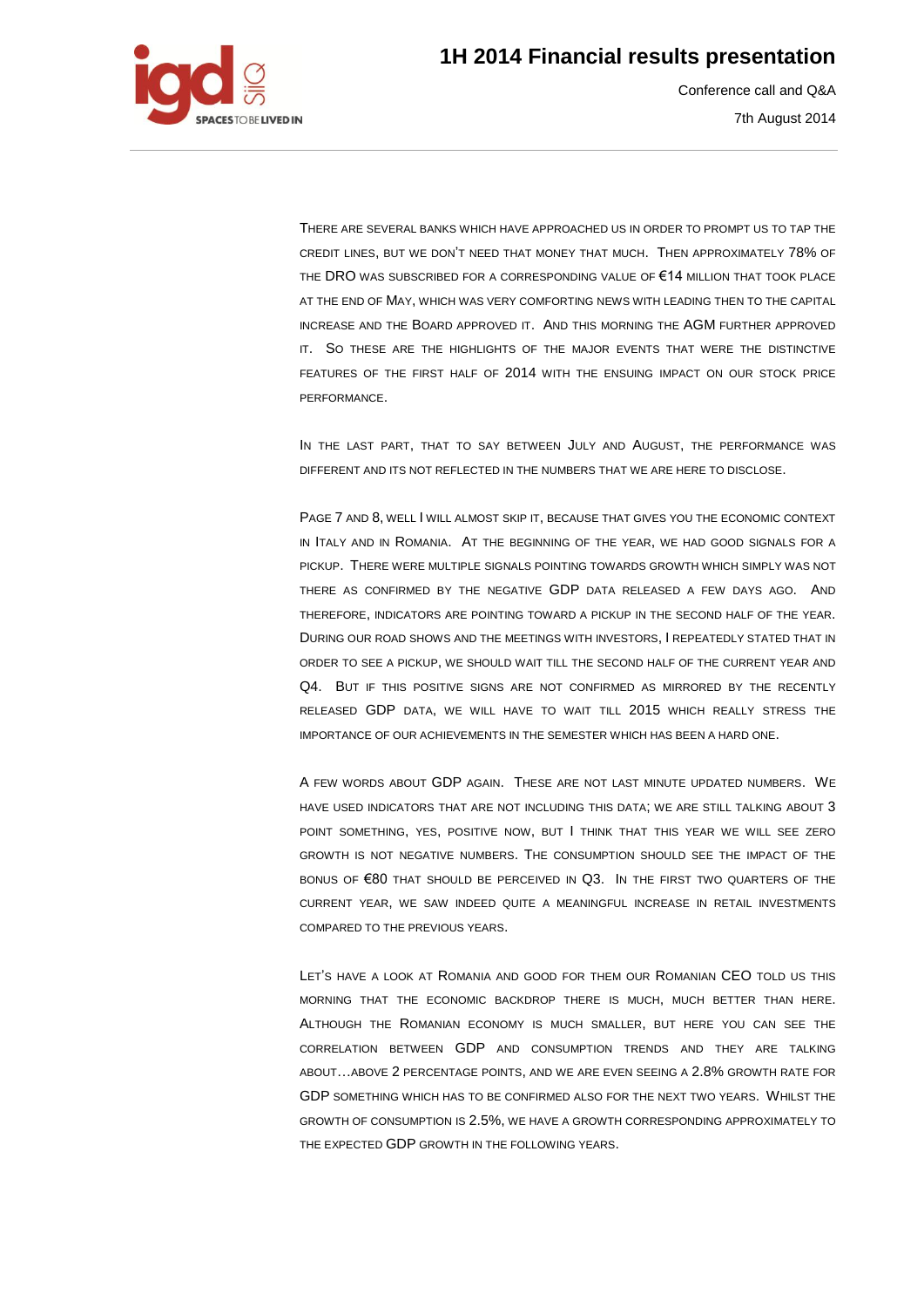There are several banks which have approached us in order to prompt us to tap the credit lines, but we don't need that money that much. Then approximately 78% of the DRO was subscribed for a corresponding value of €14 million that took place at the end of May, which was very comforting news with leading then to the capital increase and the Board approved it. And this morning the AGM further approved it. So these are the highlights of the major events that were the distinctive features of the first half of 2014 with the ensuing impact on our stock price performance.

In the last part, that to say between July and August, the performance was different and its not reflected in the numbers that we are here to disclose.

Page 7 and 8, well I will almost skip it, because that gives you the economic context in Italy and in Romania. At the beginning of the year, we had good signals for a pickup. There were multiple signals pointing towards growth which simply was not there as confirmed by the negative GDP data released a few days ago. And therefore, indicators are pointing toward a pickup in the second half of the year. During our road shows and the meetings with investors, I repeatedly stated that in order to see a pickup, we should wait till the second half of the current year and Q4. But if this positive signs are not confirmed as mirrored by the recently released GDP data, we will have to wait till 2015 which really stress the importance of our achievements in the semester which has been a hard one.

A few words about GDP again. These are not last minute updated numbers. We have used indicators that are not including this data; we are still talking about 3 point something, yes, positive now, but I think that this year we will see zero growth is not negative numbers. The consumption should see the impact of the bonus of €80 that should be perceived in Q3. In the first two quarters of the current year, we saw indeed quite a meaningful increase in retail investments compared to the previous years.

Let's have a look at Romania and good for them our Romanian CEO told us this morning that the economic backdrop there is much, much better than here. Although the Romanian economy is much smaller, but here you can see the correlation between GDP and consumption trends and they are talking about…above 2 percentage points, and we are even seeing a 2.8% growth rate for GDP something which has to be confirmed also for the next two years. Whilst the growth of consumption is 2.5%, we have a growth corresponding approximately to the expected GDP growth in the following years.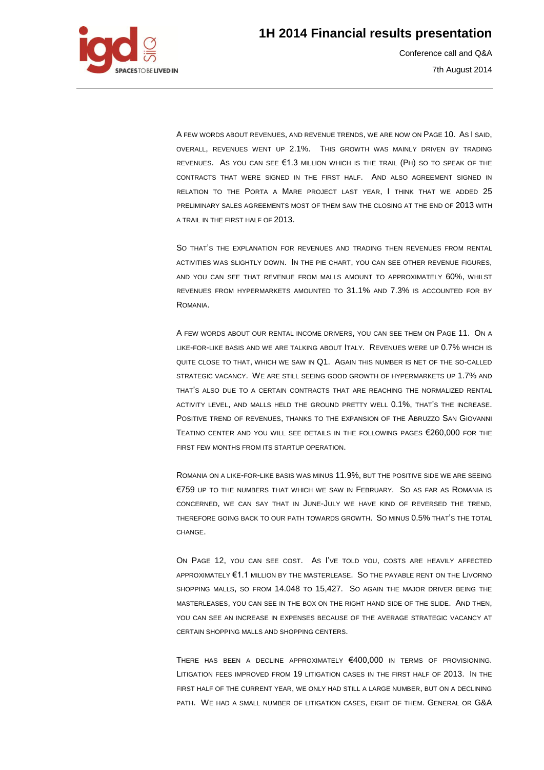A few words about revenues, and revenue trends, we are now on Page 10. As I said, overall, revenues went up 2.1%. This growth was mainly driven by trading revenues. As you can see €1.3 million which is the trail (Ph) so to speak of the contracts that were signed in the first half. And also agreement signed in relation to the Porta a Mare project last year, I think that we added 25 preliminary sales agreements most of them saw the closing at the end of 2013 with a trail in the first half of 2013.

So that's the explanation for revenues and trading then revenues from rental activities was slightly down. In the pie chart, you can see other revenue figures, and you can see that revenue from malls amount to approximately 60%, whilst revenues from hypermarkets amounted to 31.1% and 7.3% is accounted for by Romania.

A few words about our rental income drivers, you can see them on Page 11. On a like-for-like basis and we are talking about Italy. Revenues were up 0.7% which is quite close to that, which we saw in Q1. Again this number is net of the so-called strategic vacancy. We are still seeing good growth of hypermarkets up 1.7% and that's also due to a certain contracts that are reaching the normalized rental activity level, and malls held the ground pretty well 0.1%, that's the increase. Positive trend of revenues, thanks to the expansion of the Abruzzo San Giovanni Teatino center and you will see details in the following pages €260,000 for the first few months from its startup operation.

Romania on a like-for-like basis was minus 11.9%, but the positive side we are seeing €759 up to the numbers that which we saw in February. So as far as Romania is concerned, we can say that in June-July we have kind of reversed the trend, therefore going back to our path towards growth. So minus 0.5% that's the total change.

On Page 12, you can see cost. As I've told you, costs are heavily affected approximately €1.1 million by the masterlease. So the payable rent on the Livorno shopping malls, so from 14.048 to 15,427. So again the major driver being the masterleases, you can see in the box on the right hand side of the slide. And then, you can see an increase in expenses because of the average strategic vacancy at certain shopping malls and shopping centers.

There has been a decline approximately €400,000 in terms of provisioning. Litigation fees improved from 19 litigation cases in the first half of 2013. In the first half of the current year, we only had still a large number, but on a declining path. We had a small number of litigation cases, eight of them. General or G&A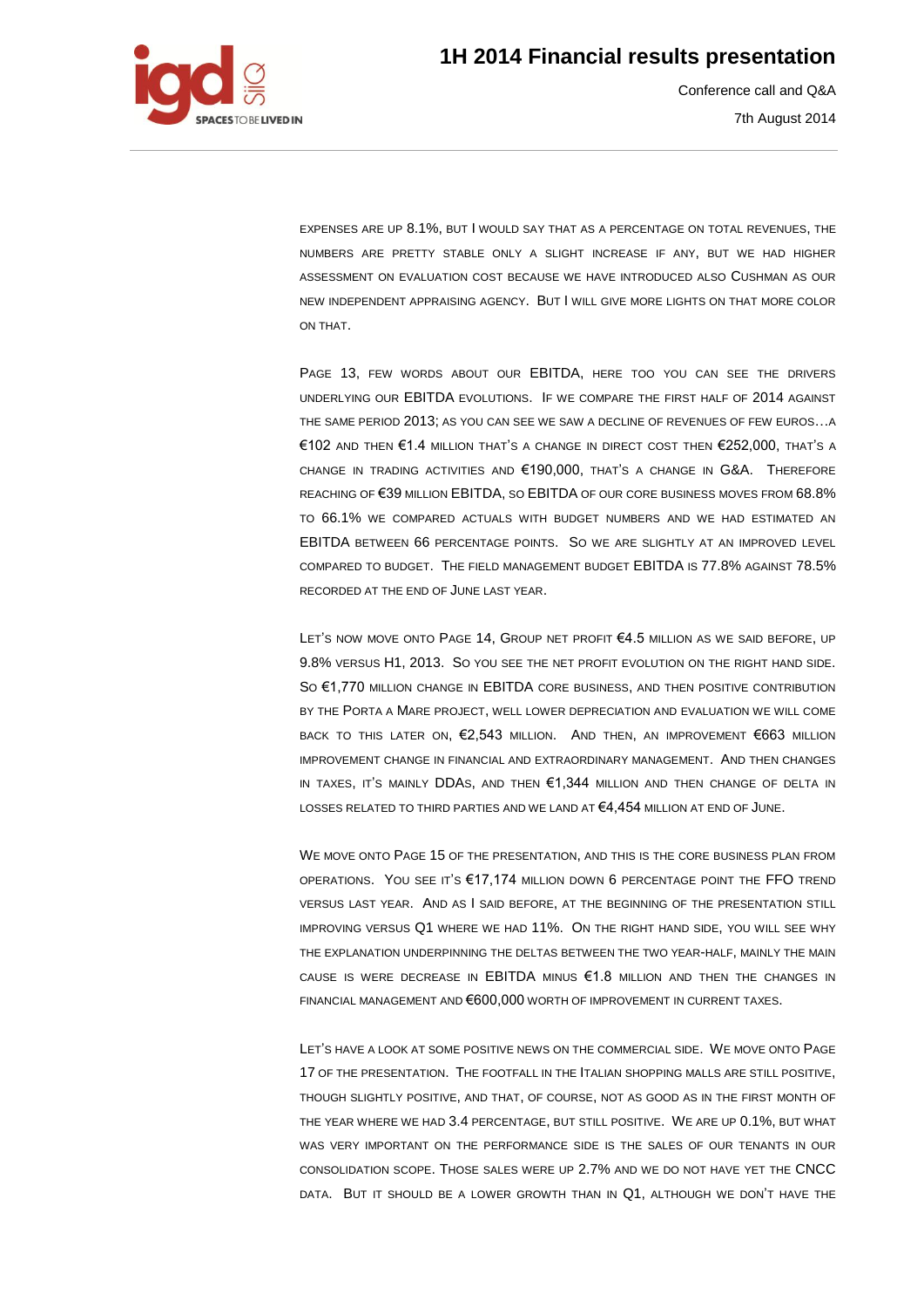EXPENSES ARE UP 8.1%, BUT I WOULD SAY THAT AS A PERCENTAGE ON TOTAL REVENUES, THE NUMBERS ARE PRETTY STABLE ONLY A SLIGHT INCREASE IF ANY, BUT WE HAD HIGHER ASSESSMENT ON EVALUATION COST BECAUSE WE HAVE INTRODUCED ALSO CUSHMAN AS OUR NEW INDEPENDENT APPRAISING AGENCY. BUT I WILL GIVE MORE LIGHTS ON THAT MORE COLOR ON THAT.

PAGE 13, FEW WORDS ABOUT OUR EBITDA, HERE TOO YOU CAN SEE THE DRIVERS UNDERLYING OUR EBITDA EVOLUTIONS. IF WE COMPARE THE FIRST HALF OF 2014 AGAINST THE SAME PERIOD 2013; AS YOU CAN SEE WE SAW A DECLINE OF REVENUES OF FEW EUROS…A €102 AND THEN €1.4 MILLION THAT'S A CHANGE IN DIRECT COST THEN €252,000, THAT'S A CHANGE IN TRADING ACTIVITIES AND €190,000, THAT'S A CHANGE IN G&A. THEREFORE REACHING OF €39 MILLION EBITDA, SO EBITDA OF OUR CORE BUSINESS MOVES FROM 68.8% TO 66.1% WE COMPARED ACTUALS WITH BUDGET NUMBERS AND WE HAD ESTIMATED AN EBITDA BETWEEN 66 PERCENTAGE POINTS. SO WE ARE SLIGHTLY AT AN IMPROVED LEVEL COMPARED TO BUDGET. THE FIELD MANAGEMENT BUDGET EBITDA IS 77.8% AGAINST 78.5% RECORDED AT THE END OF JUNE LAST YEAR.

LET'S NOW MOVE ONTO PAGE 14, GROUP NET PROFIT €4.5 MILLION AS WE SAID BEFORE, UP 9.8% VERSUS H1, 2013. SO YOU SEE THE NET PROFIT EVOLUTION ON THE RIGHT HAND SIDE. SO €1,770 MILLION CHANGE IN EBITDA CORE BUSINESS, AND THEN POSITIVE CONTRIBUTION BY THE PORTA A MARE PROJECT, WELL LOWER DEPRECIATION AND EVALUATION WE WILL COME BACK TO THIS LATER ON, €2,543 MILLION. AND THEN, AN IMPROVEMENT €663 MILLION IMPROVEMENT CHANGE IN FINANCIAL AND EXTRAORDINARY MANAGEMENT. AND THEN CHANGES IN TAXES, IT'S MAINLY DDAS, AND THEN €1,344 MILLION AND THEN CHANGE OF DELTA IN LOSSES RELATED TO THIRD PARTIES AND WE LAND AT €4,454 MILLION AT END OF JUNE.

WE MOVE ONTO PAGE 15 OF THE PRESENTATION, AND THIS IS THE CORE BUSINESS PLAN FROM OPERATIONS. YOU SEE IT'S €17,174 MILLION DOWN 6 PERCENTAGE POINT THE FFO TREND VERSUS LAST YEAR. AND AS I SAID BEFORE, AT THE BEGINNING OF THE PRESENTATION STILL IMPROVING VERSUS Q1 WHERE WE HAD 11%. ON THE RIGHT HAND SIDE, YOU WILL SEE WHY THE EXPLANATION UNDERPINNING THE DELTAS BETWEEN THE TWO YEAR-HALF, MAINLY THE MAIN CAUSE IS WERE DECREASE IN EBITDA MINUS €1.8 MILLION AND THEN THE CHANGES IN FINANCIAL MANAGEMENT AND €600,000 WORTH OF IMPROVEMENT IN CURRENT TAXES.

LET'S HAVE A LOOK AT SOME POSITIVE NEWS ON THE COMMERCIAL SIDE. WE MOVE ONTO PAGE 17 OF THE PRESENTATION. THE FOOTFALL IN THE ITALIAN SHOPPING MALLS ARE STILL POSITIVE, THOUGH SLIGHTLY POSITIVE, AND THAT, OF COURSE, NOT AS GOOD AS IN THE FIRST MONTH OF THE YEAR WHERE WE HAD 3.4 PERCENTAGE, BUT STILL POSITIVE. WE ARE UP 0.1%, BUT WHAT WAS VERY IMPORTANT ON THE PERFORMANCE SIDE IS THE SALES OF OUR TENANTS IN OUR CONSOLIDATION SCOPE. THOSE SALES WERE UP 2.7% AND WE DO NOT HAVE YET THE CNCC DATA. BUT IT SHOULD BE A LOWER GROWTH THAN IN Q1, ALTHOUGH WE DON'T HAVE THE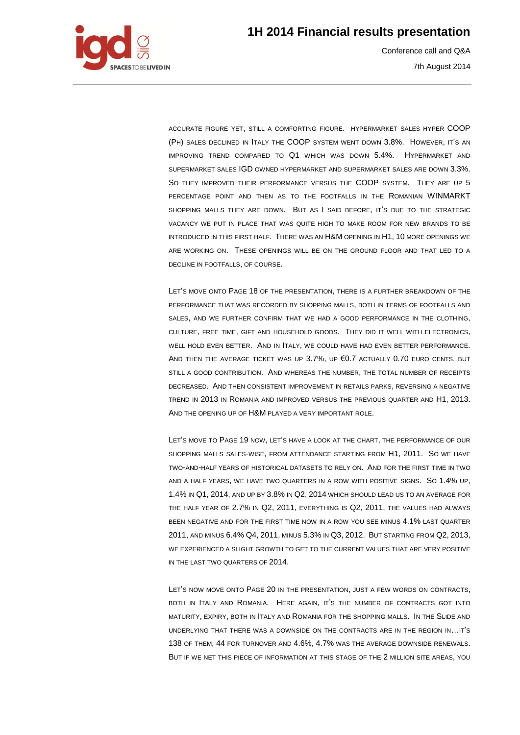ACCURATE FIGURE YET, STILL A COMFORTING FIGURE. HYPERMARKET SALES HYPER COOP (PH) SALES DECLINED IN ITALY THE COOP SYSTEM WENT DOWN 3.8%. HOWEVER, IT'S AN IMPROVING TREND COMPARED TO Q1 WHICH WAS DOWN 5.4%. HYPERMARKET AND SUPERMARKET SALES IGD OWNED HYPERMARKET AND SUPERMARKET SALES ARE DOWN 3.3%. SO THEY IMPROVED THEIR PERFORMANCE VERSUS THE COOP SYSTEM. THEY ARE UP 5 PERCENTAGE POINT AND THEN AS TO THE FOOTFALLS IN THE ROMANIAN WINMARKT SHOPPING MALLS THEY ARE DOWN. BUT AS I SAID BEFORE, IT'S DUE TO THE STRATEGIC VACANCY WE PUT IN PLACE THAT WAS QUITE HIGH TO MAKE ROOM FOR NEW BRANDS TO BE INTRODUCED IN THIS FIRST HALF. THERE WAS AN H&M OPENING IN H1, 10 MORE OPENINGS WE ARE WORKING ON. THESE OPENINGS WILL BE ON THE GROUND FLOOR AND THAT LED TO A DECLINE IN FOOTFALLS, OF COURSE.

LET'S MOVE ONTO PAGE 18 OF THE PRESENTATION, THERE IS A FURTHER BREAKDOWN OF THE PERFORMANCE THAT WAS RECORDED BY SHOPPING MALLS, BOTH IN TERMS OF FOOTFALLS AND SALES, AND WE FURTHER CONFIRM THAT WE HAD A GOOD PERFORMANCE IN THE CLOTHING, CULTURE, FREE TIME, GIFT AND HOUSEHOLD GOODS. THEY DID IT WELL WITH ELECTRONICS, WELL HOLD EVEN BETTER. AND IN ITALY, WE COULD HAVE HAD EVEN BETTER PERFORMANCE. AND THEN THE AVERAGE TICKET WAS UP 3.7%, UP €0.7 ACTUALLY 0.70 EURO CENTS, BUT STILL A GOOD CONTRIBUTION. AND WHEREAS THE NUMBER, THE TOTAL NUMBER OF RECEIPTS DECREASED. AND THEN CONSISTENT IMPROVEMENT IN RETAILS PARKS, REVERSING A NEGATIVE TREND IN 2013 IN ROMANIA AND IMPROVED VERSUS THE PREVIOUS QUARTER AND H1, 2013. AND THE OPENING UP OF H&M PLAYED A VERY IMPORTANT ROLE.

LET'S MOVE TO PAGE 19 NOW, LET'S HAVE A LOOK AT THE CHART, THE PERFORMANCE OF OUR SHOPPING MALLS SALES-WISE, FROM ATTENDANCE STARTING FROM H1, 2011. SO WE HAVE TWO-AND-HALF YEARS OF HISTORICAL DATASETS TO RELY ON. AND FOR THE FIRST TIME IN TWO AND A HALF YEARS, WE HAVE TWO QUARTERS IN A ROW WITH POSITIVE SIGNS. SO 1.4% UP, 1.4% IN Q1, 2014, AND UP BY 3.8% IN Q2, 2014 WHICH SHOULD LEAD US TO AN AVERAGE FOR THE HALF YEAR OF 2.7% IN Q2, 2011, EVERYTHING IS Q2, 2011, THE VALUES HAD ALWAYS BEEN NEGATIVE AND FOR THE FIRST TIME NOW IN A ROW YOU SEE MINUS 4.1% LAST QUARTER 2011, AND MINUS 6.4% Q4, 2011, MINUS 5.3% IN Q3, 2012. BUT STARTING FROM Q2, 2013, WE EXPERIENCED A SLIGHT GROWTH TO GET TO THE CURRENT VALUES THAT ARE VERY POSITIVE IN THE LAST TWO QUARTERS OF 2014.

LET'S NOW MOVE ONTO PAGE 20 IN THE PRESENTATION, JUST A FEW WORDS ON CONTRACTS, BOTH IN ITALY AND ROMANIA. HERE AGAIN, IT'S THE NUMBER OF CONTRACTS GOT INTO MATURITY, EXPIRY, BOTH IN ITALY AND ROMANIA FOR THE SHOPPING MALLS. IN THE SLIDE AND UNDERLYING THAT THERE WAS A DOWNSIDE ON THE CONTRACTS ARE IN THE REGION IN…IT'S 138 OF THEM, 44 FOR TURNOVER AND 4.6%, 4.7% WAS THE AVERAGE DOWNSIDE RENEWALS. BUT IF WE NET THIS PIECE OF INFORMATION AT THIS STAGE OF THE 2 MILLION SITE AREAS, YOU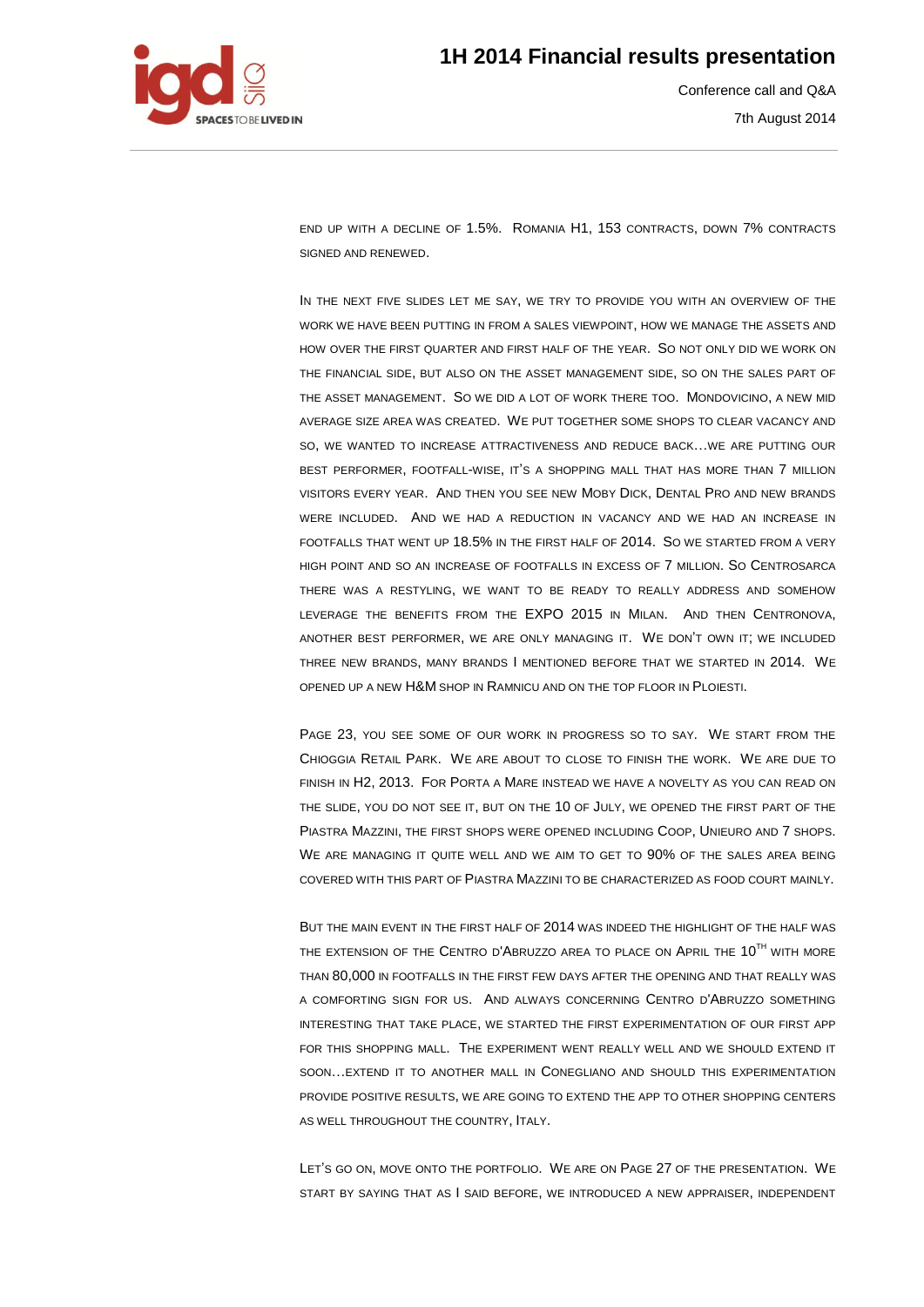END UP WITH A DECLINE OF 1.5%. ROMANIA H1, 153 CONTRACTS, DOWN 7% CONTRACTS SIGNED AND RENEWED.

IN THE NEXT FIVE SLIDES LET ME SAY, WE TRY TO PROVIDE YOU WITH AN OVERVIEW OF THE WORK WE HAVE BEEN PUTTING IN FROM A SALES VIEWPOINT, HOW WE MANAGE THE ASSETS AND HOW OVER THE FIRST QUARTER AND FIRST HALF OF THE YEAR. SO NOT ONLY DID WE WORK ON THE FINANCIAL SIDE, BUT ALSO ON THE ASSET MANAGEMENT SIDE, SO ON THE SALES PART OF THE ASSET MANAGEMENT. SO WE DID A LOT OF WORK THERE TOO. MONDOVICINO, A NEW MID AVERAGE SIZE AREA WAS CREATED. WE PUT TOGETHER SOME SHOPS TO CLEAR VACANCY AND SO, WE WANTED TO INCREASE ATTRACTIVENESS AND REDUCE BACK…WE ARE PUTTING OUR BEST PERFORMER, FOOTFALL-WISE, IT'S A SHOPPING MALL THAT HAS MORE THAN 7 MILLION VISITORS EVERY YEAR. AND THEN YOU SEE NEW MOBY DICK, DENTAL PRO AND NEW BRANDS WERE INCLUDED. AND WE HAD A REDUCTION IN VACANCY AND WE HAD AN INCREASE IN FOOTFALLS THAT WENT UP 18.5% IN THE FIRST HALF OF 2014. SO WE STARTED FROM A VERY HIGH POINT AND SO AN INCREASE OF FOOTFALLS IN EXCESS OF 7 MILLION. SO CENTROSARCA THERE WAS A RESTYLING, WE WANT TO BE READY TO REALLY ADDRESS AND SOMEHOW LEVERAGE THE BENEFITS FROM THE EXPO 2015 IN MILAN. AND THEN CENTRONOVA, ANOTHER BEST PERFORMER, WE ARE ONLY MANAGING IT. WE DON'T OWN IT; WE INCLUDED THREE NEW BRANDS, MANY BRANDS I MENTIONED BEFORE THAT WE STARTED IN 2014. WE OPENED UP A NEW H&M SHOP IN RAMNICU AND ON THE TOP FLOOR IN PLOIESTI.

PAGE 23, YOU SEE SOME OF OUR WORK IN PROGRESS SO TO SAY. WE START FROM THE CHIOGGIA RETAIL PARK. WE ARE ABOUT TO CLOSE TO FINISH THE WORK. WE ARE DUE TO FINISH IN H2, 2013. FOR PORTA A MARE INSTEAD WE HAVE A NOVELTY AS YOU CAN READ ON THE SLIDE, YOU DO NOT SEE IT, BUT ON THE 10 OF JULY, WE OPENED THE FIRST PART OF THE PIASTRA MAZZINI, THE FIRST SHOPS WERE OPENED INCLUDING COOP, UNIEURO AND 7 SHOPS. WE ARE MANAGING IT QUITE WELL AND WE AIM TO GET TO 90% OF THE SALES AREA BEING COVERED WITH THIS PART OF PIASTRA MAZZINI TO BE CHARACTERIZED AS FOOD COURT MAINLY.

BUT THE MAIN EVENT IN THE FIRST HALF OF 2014 WAS INDEED THE HIGHLIGHT OF THE HALF WAS THE EXTENSION OF THE CENTRO D'ABRUZZO AREA TO PLACE ON APRIL THE 10TH WITH MORE THAN 80,000 IN FOOTFALLS IN THE FIRST FEW DAYS AFTER THE OPENING AND THAT REALLY WAS A COMFORTING SIGN FOR US. AND ALWAYS CONCERNING CENTRO D'ABRUZZO SOMETHING INTERESTING THAT TAKE PLACE, WE STARTED THE FIRST EXPERIMENTATION OF OUR FIRST APP FOR THIS SHOPPING MALL. THE EXPERIMENT WENT REALLY WELL AND WE SHOULD EXTEND IT SOON…EXTEND IT TO ANOTHER MALL IN CONEGLIANO AND SHOULD THIS EXPERIMENTATION PROVIDE POSITIVE RESULTS, WE ARE GOING TO EXTEND THE APP TO OTHER SHOPPING CENTERS AS WELL THROUGHOUT THE COUNTRY, ITALY.

LET'S GO ON, MOVE ONTO THE PORTFOLIO. WE ARE ON PAGE 27 OF THE PRESENTATION. WE START BY SAYING THAT AS I SAID BEFORE, WE INTRODUCED A NEW APPRAISER, INDEPENDENT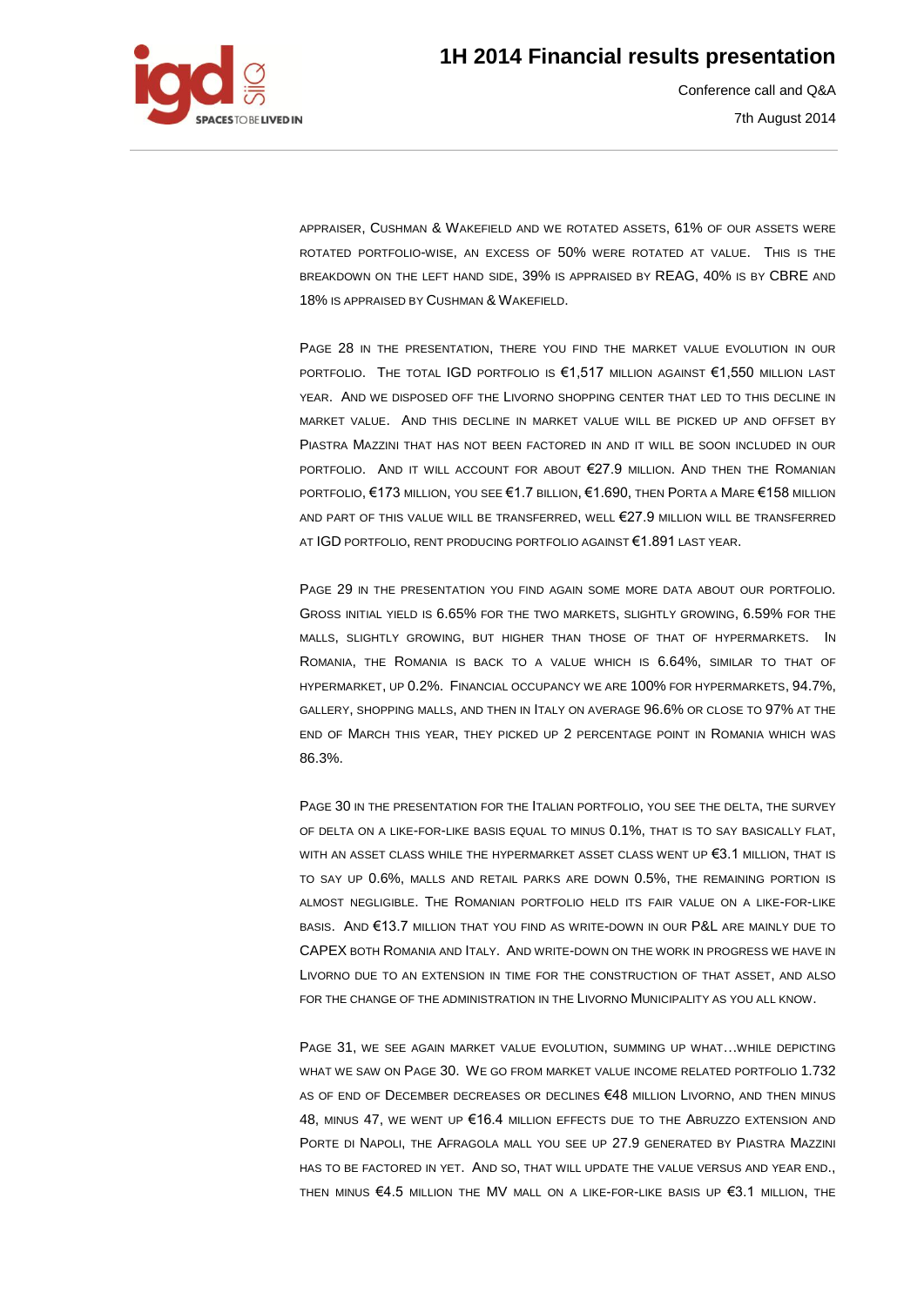APPRAISER, CUSHMAN & WAKEFIELD AND WE ROTATED ASSETS, 61% OF OUR ASSETS WERE ROTATED PORTFOLIO-WISE, AN EXCESS OF 50% WERE ROTATED AT VALUE. THIS IS THE BREAKDOWN ON THE LEFT HAND SIDE, 39% IS APPRAISED BY REAG, 40% IS BY CBRE AND 18% IS APPRAISED BY CUSHMAN & WAKEFIELD.

PAGE 28 IN THE PRESENTATION, THERE YOU FIND THE MARKET VALUE EVOLUTION IN OUR PORTFOLIO. THE TOTAL IGD PORTFOLIO IS €1,517 MILLION AGAINST €1,550 MILLION LAST YEAR. AND WE DISPOSED OFF THE LIVORNO SHOPPING CENTER THAT LED TO THIS DECLINE IN MARKET VALUE. AND THIS DECLINE IN MARKET VALUE WILL BE PICKED UP AND OFFSET BY PIASTRA MAZZINI THAT HAS NOT BEEN FACTORED IN AND IT WILL BE SOON INCLUDED IN OUR PORTFOLIO. AND IT WILL ACCOUNT FOR ABOUT €27.9 MILLION. AND THEN THE ROMANIAN PORTFOLIO, €173 MILLION, YOU SEE €1.7 BILLION, €1.690, THEN PORTA A MARE €158 MILLION AND PART OF THIS VALUE WILL BE TRANSFERRED, WELL €27.9 MILLION WILL BE TRANSFERRED AT IGD PORTFOLIO, RENT PRODUCING PORTFOLIO AGAINST €1.891 LAST YEAR.

PAGE 29 IN THE PRESENTATION YOU FIND AGAIN SOME MORE DATA ABOUT OUR PORTFOLIO. GROSS INITIAL YIELD IS 6.65% FOR THE TWO MARKETS, SLIGHTLY GROWING, 6.59% FOR THE MALLS, SLIGHTLY GROWING, BUT HIGHER THAN THOSE OF THAT OF HYPERMARKETS. IN ROMANIA, THE ROMANIA IS BACK TO A VALUE WHICH IS 6.64%, SIMILAR TO THAT OF HYPERMARKET, UP 0.2%. FINANCIAL OCCUPANCY WE ARE 100% FOR HYPERMARKETS, 94.7%, GALLERY, SHOPPING MALLS, AND THEN IN ITALY ON AVERAGE 96.6% OR CLOSE TO 97% AT THE END OF MARCH THIS YEAR, THEY PICKED UP 2 PERCENTAGE POINT IN ROMANIA WHICH WAS 86.3%.

PAGE 30 IN THE PRESENTATION FOR THE ITALIAN PORTFOLIO, YOU SEE THE DELTA, THE SURVEY OF DELTA ON A LIKE-FOR-LIKE BASIS EQUAL TO MINUS 0.1%, THAT IS TO SAY BASICALLY FLAT, WITH AN ASSET CLASS WHILE THE HYPERMARKET ASSET CLASS WENT UP €3.1 MILLION, THAT IS TO SAY UP 0.6%, MALLS AND RETAIL PARKS ARE DOWN 0.5%, THE REMAINING PORTION IS ALMOST NEGLIGIBLE. THE ROMANIAN PORTFOLIO HELD ITS FAIR VALUE ON A LIKE-FOR-LIKE BASIS. AND €13.7 MILLION THAT YOU FIND AS WRITE-DOWN IN OUR P&L ARE MAINLY DUE TO CAPEX BOTH ROMANIA AND ITALY. AND WRITE-DOWN ON THE WORK IN PROGRESS WE HAVE IN LIVORNO DUE TO AN EXTENSION IN TIME FOR THE CONSTRUCTION OF THAT ASSET, AND ALSO FOR THE CHANGE OF THE ADMINISTRATION IN THE LIVORNO MUNICIPALITY AS YOU ALL KNOW.

PAGE 31, WE SEE AGAIN MARKET VALUE EVOLUTION, SUMMING UP WHAT…WHILE DEPICTING WHAT WE SAW ON PAGE 30. WE GO FROM MARKET VALUE INCOME RELATED PORTFOLIO 1.732 AS OF END OF DECEMBER DECREASES OR DECLINES €48 MILLION LIVORNO, AND THEN MINUS 48, MINUS 47, WE WENT UP €16.4 MILLION EFFECTS DUE TO THE ABRUZZO EXTENSION AND PORTE DI NAPOLI, THE AFRAGOLA MALL YOU SEE UP 27.9 GENERATED BY PIASTRA MAZZINI HAS TO BE FACTORED IN YET. AND SO, THAT WILL UPDATE THE VALUE VERSUS AND YEAR END., THEN MINUS €4.5 MILLION THE MV MALL ON A LIKE-FOR-LIKE BASIS UP €3.1 MILLION, THE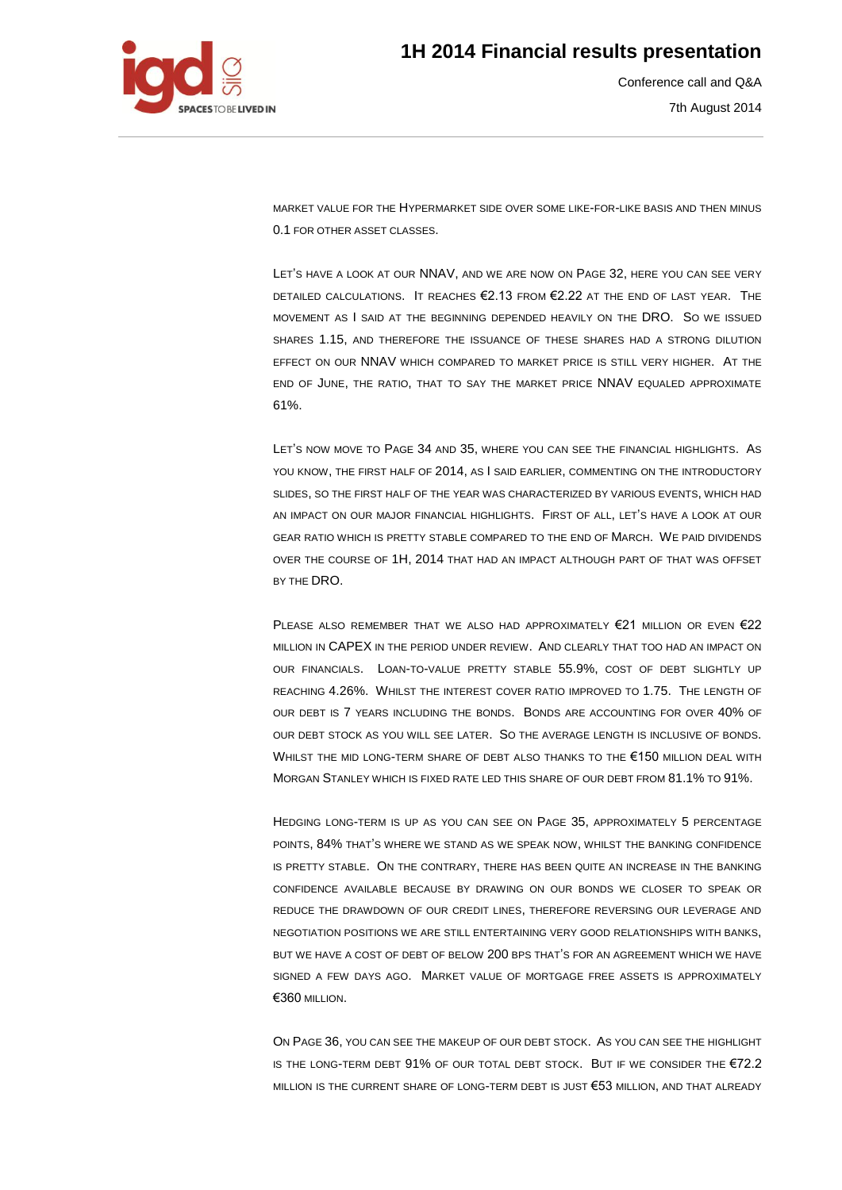market value for the Hypermarket side over some like-for-like basis and then minus 0.1 for other asset classes.

Let's have a look at our NNAV, and we are now on Page 32, here you can see very detailed calculations. It reaches €2.13 from €2.22 at the end of last year. The movement as I said at the beginning depended heavily on the DRO. So we issued shares 1.15, and therefore the issuance of these shares had a strong dilution effect on our NNAV which compared to market price is still very higher. At the end of June, the ratio, that to say the market price NNAV equaled approximate 61%.

Let's now move to Page 34 and 35, where you can see the financial highlights. As you know, the first half of 2014, as I said earlier, commenting on the introductory slides, so the first half of the year was characterized by various events, which had an impact on our major financial highlights. First of all, let's have a look at our gear ratio which is pretty stable compared to the end of March. We paid dividends over the course of 1H, 2014 that had an impact although part of that was offset by the DRO.

Please also remember that we also had approximately €21 million or even €22 million in CAPEX in the period under review. And clearly that too had an impact on our financials. Loan-to-value pretty stable 55.9%, cost of debt slightly up reaching 4.26%. Whilst the interest cover ratio improved to 1.75. The length of our debt is 7 years including the bonds. Bonds are accounting for over 40% of our debt stock as you will see later. So the average length is inclusive of bonds. Whilst the mid long-term share of debt also thanks to the €150 million deal with Morgan Stanley which is fixed rate led this share of our debt from 81.1% to 91%.

Hedging long-term is up as you can see on Page 35, approximately 5 percentage points, 84% that's where we stand as we speak now, whilst the banking confidence is pretty stable. On the contrary, there has been quite an increase in the banking confidence available because by drawing on our bonds we closer to speak or reduce the drawdown of our credit lines, therefore reversing our leverage and negotiation positions we are still entertaining very good relationships with banks, but we have a cost of debt of below 200 bps that's for an agreement which we have signed a few days ago. Market value of mortgage free assets is approximately €360 million.

On Page 36, you can see the makeup of our debt stock. As you can see the highlight is the long-term debt 91% of our total debt stock. But if we consider the €72.2 million is the current share of long-term debt is just €53 million, and that already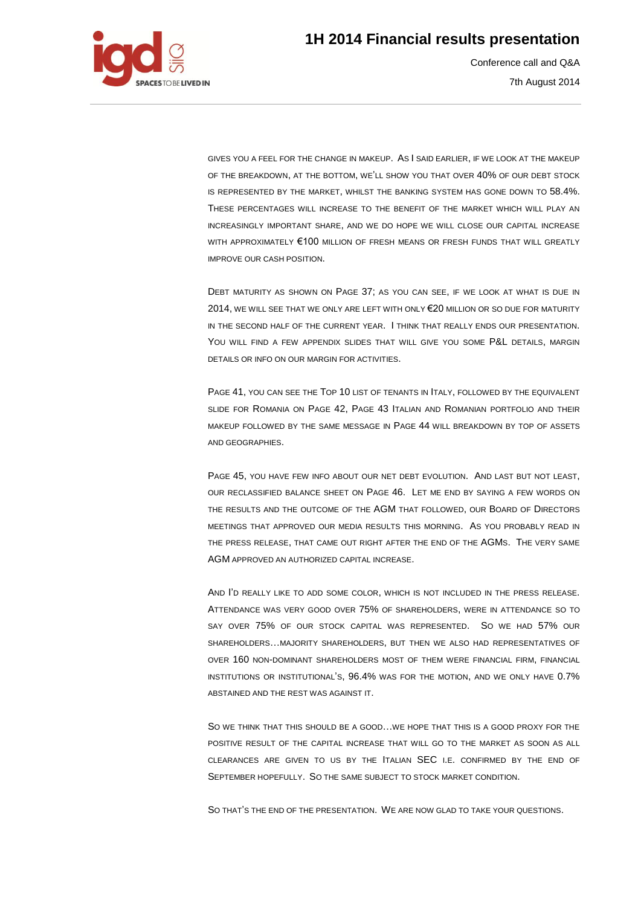GIVES YOU A FEEL FOR THE CHANGE IN MAKEUP. AS I SAID EARLIER, IF WE LOOK AT THE MAKEUP OF THE BREAKDOWN, AT THE BOTTOM, WE'LL SHOW YOU THAT OVER 40% OF OUR DEBT STOCK IS REPRESENTED BY THE MARKET, WHILST THE BANKING SYSTEM HAS GONE DOWN TO 58.4%. THESE PERCENTAGES WILL INCREASE TO THE BENEFIT OF THE MARKET WHICH WILL PLAY AN INCREASINGLY IMPORTANT SHARE, AND WE DO HOPE WE WILL CLOSE OUR CAPITAL INCREASE WITH APPROXIMATELY €100 MILLION OF FRESH MEANS OR FRESH FUNDS THAT WILL GREATLY IMPROVE OUR CASH POSITION.

DEBT MATURITY AS SHOWN ON PAGE 37; AS YOU CAN SEE, IF WE LOOK AT WHAT IS DUE IN 2014, WE WILL SEE THAT WE ONLY ARE LEFT WITH ONLY €20 MILLION OR SO DUE FOR MATURITY IN THE SECOND HALF OF THE CURRENT YEAR. I THINK THAT REALLY ENDS OUR PRESENTATION. YOU WILL FIND A FEW APPENDIX SLIDES THAT WILL GIVE YOU SOME P&L DETAILS, MARGIN DETAILS OR INFO ON OUR MARGIN FOR ACTIVITIES.

PAGE 41, YOU CAN SEE THE TOP 10 LIST OF TENANTS IN ITALY, FOLLOWED BY THE EQUIVALENT SLIDE FOR ROMANIA ON PAGE 42, PAGE 43 ITALIAN AND ROMANIAN PORTFOLIO AND THEIR MAKEUP FOLLOWED BY THE SAME MESSAGE IN PAGE 44 WILL BREAKDOWN BY TOP OF ASSETS AND GEOGRAPHIES.

PAGE 45, YOU HAVE FEW INFO ABOUT OUR NET DEBT EVOLUTION. AND LAST BUT NOT LEAST, OUR RECLASSIFIED BALANCE SHEET ON PAGE 46. LET ME END BY SAYING A FEW WORDS ON THE RESULTS AND THE OUTCOME OF THE AGM THAT FOLLOWED, OUR BOARD OF DIRECTORS MEETINGS THAT APPROVED OUR MEDIA RESULTS THIS MORNING. AS YOU PROBABLY READ IN THE PRESS RELEASE, THAT CAME OUT RIGHT AFTER THE END OF THE AGMS. THE VERY SAME AGM APPROVED AN AUTHORIZED CAPITAL INCREASE.

AND I'D REALLY LIKE TO ADD SOME COLOR, WHICH IS NOT INCLUDED IN THE PRESS RELEASE. ATTENDANCE WAS VERY GOOD OVER 75% OF SHAREHOLDERS, WERE IN ATTENDANCE SO TO SAY OVER 75% OF OUR STOCK CAPITAL WAS REPRESENTED. SO WE HAD 57% OUR SHAREHOLDERS…MAJORITY SHAREHOLDERS, BUT THEN WE ALSO HAD REPRESENTATIVES OF OVER 160 NON-DOMINANT SHAREHOLDERS MOST OF THEM WERE FINANCIAL FIRM, FINANCIAL INSTITUTIONS OR INSTITUTIONAL'S, 96.4% WAS FOR THE MOTION, AND WE ONLY HAVE 0.7% ABSTAINED AND THE REST WAS AGAINST IT.

SO WE THINK THAT THIS SHOULD BE A GOOD…WE HOPE THAT THIS IS A GOOD PROXY FOR THE POSITIVE RESULT OF THE CAPITAL INCREASE THAT WILL GO TO THE MARKET AS SOON AS ALL CLEARANCES ARE GIVEN TO US BY THE ITALIAN SEC I.E. CONFIRMED BY THE END OF SEPTEMBER HOPEFULLY. SO THE SAME SUBJECT TO STOCK MARKET CONDITION.

SO THAT'S THE END OF THE PRESENTATION. WE ARE NOW GLAD TO TAKE YOUR QUESTIONS.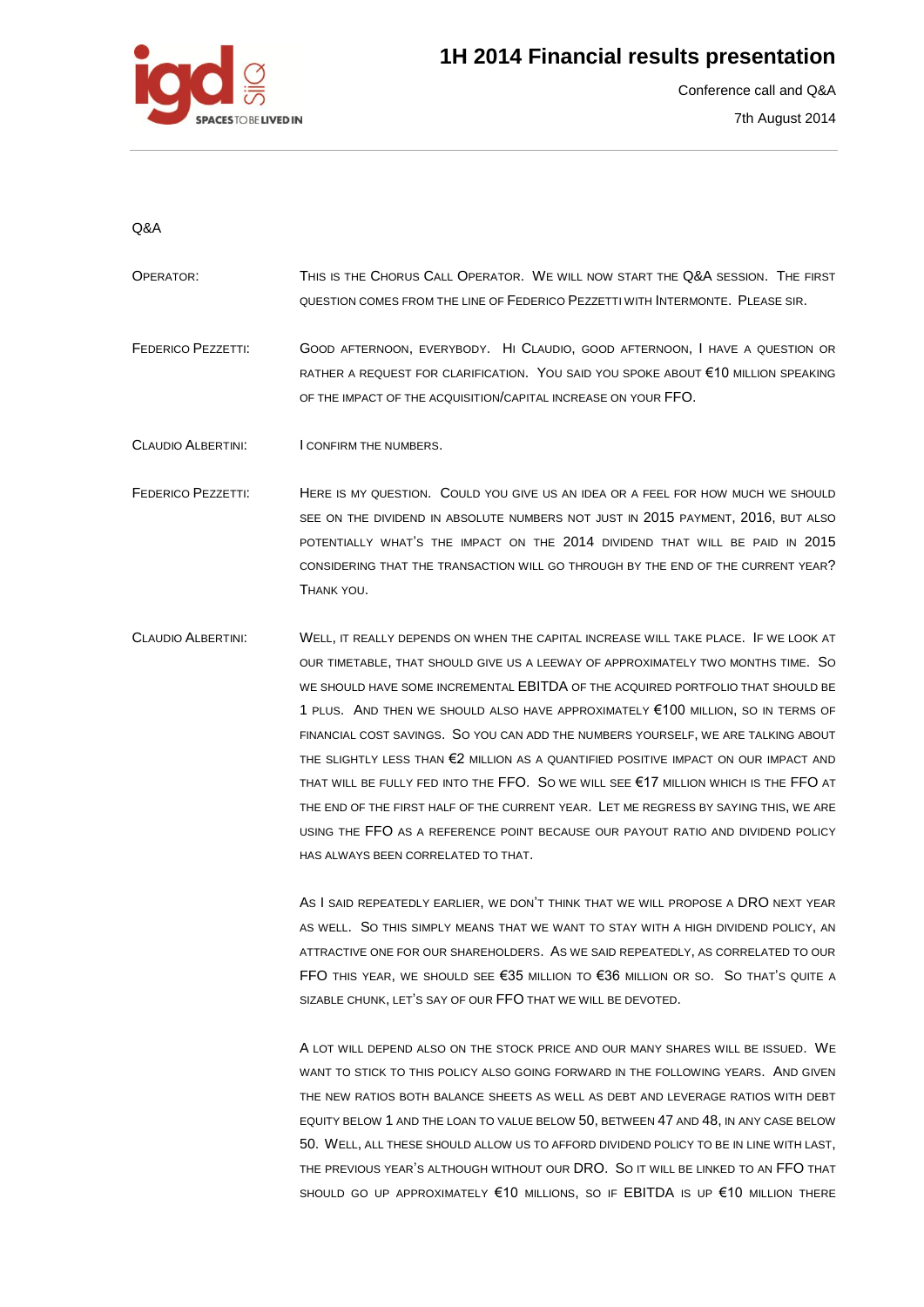Q&A

| | |
|---|---|
| OPERATOR: | THIS IS THE CHORUS CALL OPERATOR. WE WILL NOW START THE Q&A SESSION. THE FIRST QUESTION COMES FROM THE LINE OF FEDERICO PEZZETTI WITH INTERMONTE. PLEASE SIR. |
| FEDERICO PEZZETTI: | GOOD AFTERNOON, EVERYBODY. HI CLAUDIO, GOOD AFTERNOON, I HAVE A QUESTION OR RATHER A REQUEST FOR CLARIFICATION. YOU SAID YOU SPOKE ABOUT €10 MILLION SPEAKING OF THE IMPACT OF THE ACQUISITION/CAPITAL INCREASE ON YOUR FFO. |
| CLAUDIO ALBERTINI: | I CONFIRM THE NUMBERS. |
| FEDERICO PEZZETTI: | HERE IS MY QUESTION. COULD YOU GIVE US AN IDEA OR A FEEL FOR HOW MUCH WE SHOULD SEE ON THE DIVIDEND IN ABSOLUTE NUMBERS NOT JUST IN 2015 PAYMENT, 2016, BUT ALSO POTENTIALLY WHAT'S THE IMPACT ON THE 2014 DIVIDEND THAT WILL BE PAID IN 2015 CONSIDERING THAT THE TRANSACTION WILL GO THROUGH BY THE END OF THE CURRENT YEAR? THANK YOU. |
| CLAUDIO ALBERTINI: | WELL, IT REALLY DEPENDS ON WHEN THE CAPITAL INCREASE WILL TAKE PLACE. IF WE LOOK AT OUR TIMETABLE, THAT SHOULD GIVE US A LEEWAY OF APPROXIMATELY TWO MONTHS TIME. SO WE SHOULD HAVE SOME INCREMENTAL EBITDA OF THE ACQUIRED PORTFOLIO THAT SHOULD BE 1 PLUS. AND THEN WE SHOULD ALSO HAVE APPROXIMATELY €100 MILLION, SO IN TERMS OF FINANCIAL COST SAVINGS. SO YOU CAN ADD THE NUMBERS YOURSELF, WE ARE TALKING ABOUT THE SLIGHTLY LESS THAN €2 MILLION AS A QUANTIFIED POSITIVE IMPACT ON OUR IMPACT AND THAT WILL BE FULLY FED INTO THE FFO. SO WE WILL SEE €17 MILLION WHICH IS THE FFO AT THE END OF THE FIRST HALF OF THE CURRENT YEAR. LET ME REGRESS BY SAYING THIS, WE ARE USING THE FFO AS A REFERENCE POINT BECAUSE OUR PAYOUT RATIO AND DIVIDEND POLICY HAS ALWAYS BEEN CORRELATED TO THAT.<br><br>AS I SAID REPEATEDLY EARLIER, WE DON'T THINK THAT WE WILL PROPOSE A DRO NEXT YEAR AS WELL. SO THIS SIMPLY MEANS THAT WE WANT TO STAY WITH A HIGH DIVIDEND POLICY, AN ATTRACTIVE ONE FOR OUR SHAREHOLDERS. AS WE SAID REPEATEDLY, AS CORRELATED TO OUR FFO THIS YEAR, WE SHOULD SEE €35 MILLION TO €36 MILLION OR SO. SO THAT'S QUITE A SIZABLE CHUNK, LET'S SAY OF OUR FFO THAT WE WILL BE DEVOTED.<br><br>A LOT WILL DEPEND ALSO ON THE STOCK PRICE AND OUR MANY SHARES WILL BE ISSUED. WE WANT TO STICK TO THIS POLICY ALSO GOING FORWARD IN THE FOLLOWING YEARS. AND GIVEN THE NEW RATIOS BOTH BALANCE SHEETS AS WELL AS DEBT AND LEVERAGE RATIOS WITH DEBT EQUITY BELOW 1 AND THE LOAN TO VALUE BELOW 50, BETWEEN 47 AND 48, IN ANY CASE BELOW 50. WELL, ALL THESE SHOULD ALLOW US TO AFFORD DIVIDEND POLICY TO BE IN LINE WITH LAST, THE PREVIOUS YEAR'S ALTHOUGH WITHOUT OUR DRO. SO IT WILL BE LINKED TO AN FFO THAT SHOULD GO UP APPROXIMATELY €10 MILLIONS, SO IF EBITDA IS UP €10 MILLION THERE |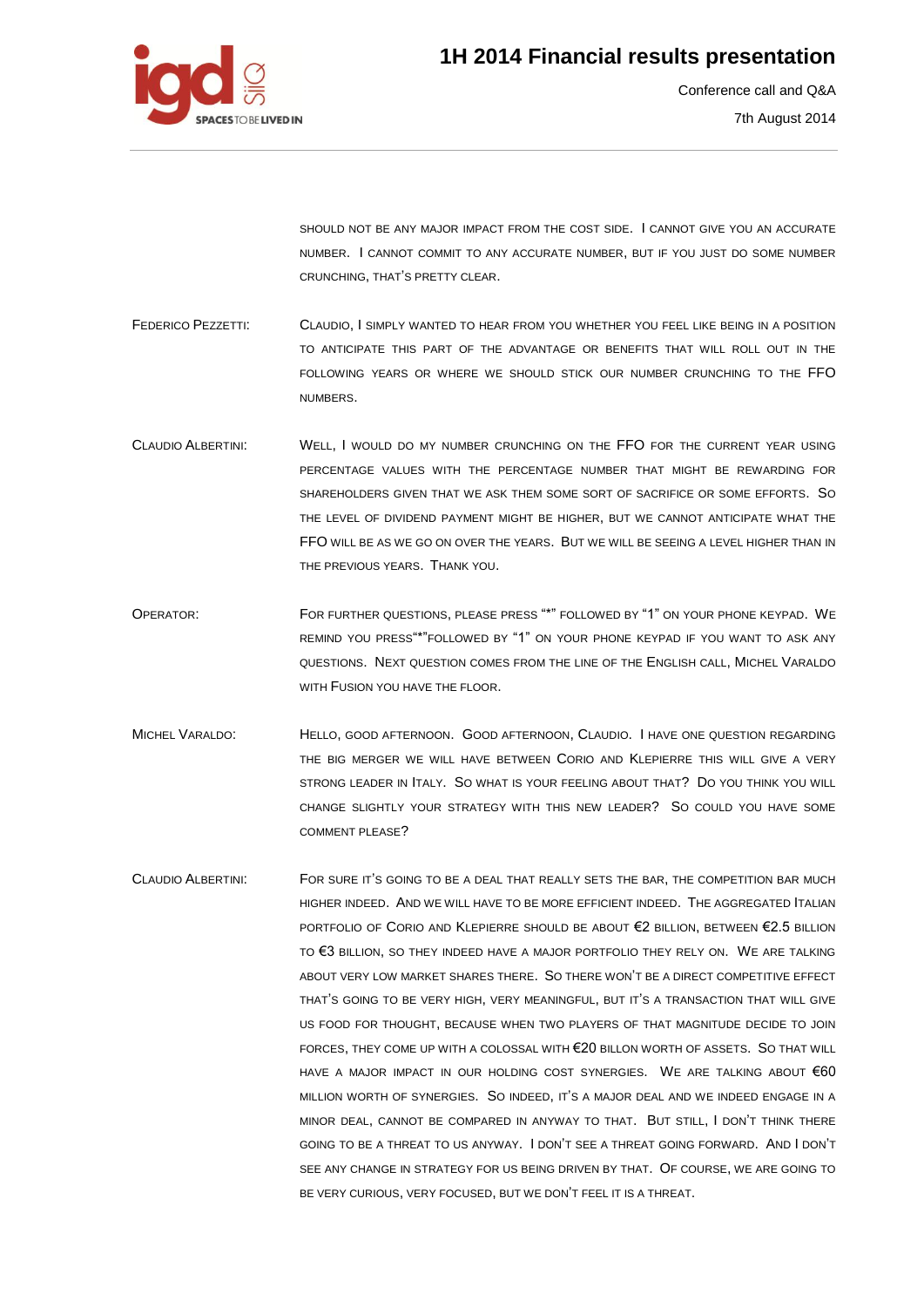SHOULD NOT BE ANY MAJOR IMPACT FROM THE COST SIDE. I CANNOT GIVE YOU AN ACCURATE NUMBER. I CANNOT COMMIT TO ANY ACCURATE NUMBER, BUT IF YOU JUST DO SOME NUMBER CRUNCHING, THAT'S PRETTY CLEAR.

FEDERICO PEZZETTI: CLAUDIO, I SIMPLY WANTED TO HEAR FROM YOU WHETHER YOU FEEL LIKE BEING IN A POSITION TO ANTICIPATE THIS PART OF THE ADVANTAGE OR BENEFITS THAT WILL ROLL OUT IN THE FOLLOWING YEARS OR WHERE WE SHOULD STICK OUR NUMBER CRUNCHING TO THE FFO NUMBERS.

CLAUDIO ALBERTINI: WELL, I WOULD DO MY NUMBER CRUNCHING ON THE FFO FOR THE CURRENT YEAR USING PERCENTAGE VALUES WITH THE PERCENTAGE NUMBER THAT MIGHT BE REWARDING FOR SHAREHOLDERS GIVEN THAT WE ASK THEM SOME SORT OF SACRIFICE OR SOME EFFORTS. SO THE LEVEL OF DIVIDEND PAYMENT MIGHT BE HIGHER, BUT WE CANNOT ANTICIPATE WHAT THE FFO WILL BE AS WE GO ON OVER THE YEARS. BUT WE WILL BE SEEING A LEVEL HIGHER THAN IN THE PREVIOUS YEARS. THANK YOU.

OPERATOR: FOR FURTHER QUESTIONS, PLEASE PRESS "*" FOLLOWED BY "1" ON YOUR PHONE KEYPAD. WE REMIND YOU PRESS"*"FOLLOWED BY "1" ON YOUR PHONE KEYPAD IF YOU WANT TO ASK ANY QUESTIONS. NEXT QUESTION COMES FROM THE LINE OF THE ENGLISH CALL, MICHEL VARALDO WITH FUSION YOU HAVE THE FLOOR.

MICHEL VARALDO: HELLO, GOOD AFTERNOON. GOOD AFTERNOON, CLAUDIO. I HAVE ONE QUESTION REGARDING THE BIG MERGER WE WILL HAVE BETWEEN CORIO AND KLEPIERRE THIS WILL GIVE A VERY STRONG LEADER IN ITALY. SO WHAT IS YOUR FEELING ABOUT THAT? DO YOU THINK YOU WILL CHANGE SLIGHTLY YOUR STRATEGY WITH THIS NEW LEADER? SO COULD YOU HAVE SOME COMMENT PLEASE?

CLAUDIO ALBERTINI: FOR SURE IT'S GOING TO BE A DEAL THAT REALLY SETS THE BAR, THE COMPETITION BAR MUCH HIGHER INDEED. AND WE WILL HAVE TO BE MORE EFFICIENT INDEED. THE AGGREGATED ITALIAN PORTFOLIO OF CORIO AND KLEPIERRE SHOULD BE ABOUT €2 BILLION, BETWEEN €2.5 BILLION TO €3 BILLION, SO THEY INDEED HAVE A MAJOR PORTFOLIO THEY RELY ON. WE ARE TALKING ABOUT VERY LOW MARKET SHARES THERE. SO THERE WON'T BE A DIRECT COMPETITIVE EFFECT THAT'S GOING TO BE VERY HIGH, VERY MEANINGFUL, BUT IT'S A TRANSACTION THAT WILL GIVE US FOOD FOR THOUGHT, BECAUSE WHEN TWO PLAYERS OF THAT MAGNITUDE DECIDE TO JOIN FORCES, THEY COME UP WITH A COLOSSAL WITH €20 BILLON WORTH OF ASSETS. SO THAT WILL HAVE A MAJOR IMPACT IN OUR HOLDING COST SYNERGIES. WE ARE TALKING ABOUT €60 MILLION WORTH OF SYNERGIES. SO INDEED, IT'S A MAJOR DEAL AND WE INDEED ENGAGE IN A MINOR DEAL, CANNOT BE COMPARED IN ANYWAY TO THAT. BUT STILL, I DON'T THINK THERE GOING TO BE A THREAT TO US ANYWAY. I DON'T SEE A THREAT GOING FORWARD. AND I DON'T SEE ANY CHANGE IN STRATEGY FOR US BEING DRIVEN BY THAT. OF COURSE, WE ARE GOING TO BE VERY CURIOUS, VERY FOCUSED, BUT WE DON'T FEEL IT IS A THREAT.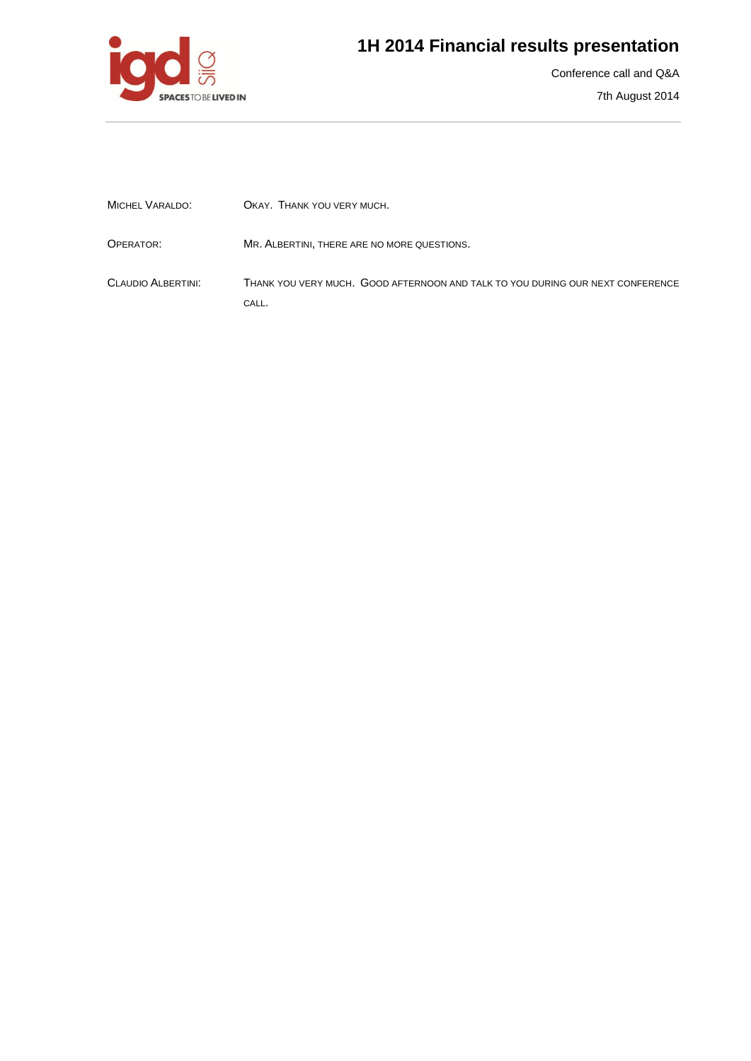MICHEL VARALDO: OKAY. THANK YOU VERY MUCH.

OPERATOR: MR. ALBERTINI, THERE ARE NO MORE QUESTIONS.

CLAUDIO ALBERTINI: THANK YOU VERY MUCH. GOOD AFTERNOON AND TALK TO YOU DURING OUR NEXT CONFERENCE CALL.